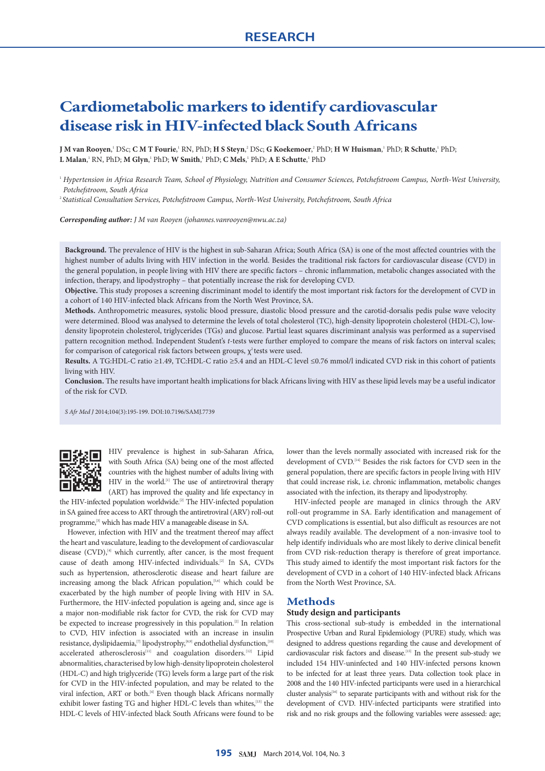RESEARCH

# Cardiometabolic markers to identify cardiovascular disease risk in HIV-infected black South Africans

**J M van Rooyen**,[1] DSc; **C M T Fourie**,[1] RN, PhD; **H S Steyn**,[2] DSc; **G Koekemoer**,[2] PhD; **H W Huisman**,[1] PhD; **R Schutte**,[1] PhD; **L Malan**,[1] RN, PhD; **M Glyn**,[1] PhD; **W Smith**,[1] PhD; **C Mels**,[1] PhD; **A E Schutte**,[1] PhD

[1] *Hypertension in Africa Research Team, School of Physiology, Nutrition and Consumer Sciences, Potchefstroom Campus, North-West University, Potchefstroom, South Africa*

[2] *Statistical Consultation Services, Potchefstroom Campus, North-West University, Potchefstroom, South Africa*

***Corresponding author:*** *J M van Rooyen (johannes.vanrooyen@nwu.ac.za)*

**Background.** The prevalence of HIV is the highest in sub-Saharan Africa; South Africa (SA) is one of the most affected countries with the highest number of adults living with HIV infection in the world. Besides the traditional risk factors for cardiovascular disease (CVD) in the general population, in people living with HIV there are specific factors – chronic inflammation, metabolic changes associated with the infection, therapy, and lipodystrophy – that potentially increase the risk for developing CVD.

**Objective.** This study proposes a screening discriminant model to identify the most important risk factors for the development of CVD in a cohort of 140 HIV-infected black Africans from the North West Province, SA.

**Methods.** Anthropometric measures, systolic blood pressure, diastolic blood pressure and the carotid-dorsalis pedis pulse wave velocity were determined. Blood was analysed to determine the levels of total cholesterol (TC), high-density lipoprotein cholesterol (HDL-C), low-density lipoprotein cholesterol, triglycerides (TGs) and glucose. Partial least squares discriminant analysis was performed as a supervised pattern recognition method. Independent Student's *t*-tests were further employed to compare the means of risk factors on interval scales; for comparison of categorical risk factors between groups, $\chi^2$ tests were used.

**Results.** A TG:HDL-C ratio ≥1.49, TC:HDL-C ratio ≥5.4 and an HDL-C level ≤0.76 mmol/l indicated CVD risk in this cohort of patients living with HIV.

**Conclusion.** The results have important health implications for black Africans living with HIV as these lipid levels may be a useful indicator of the risk for CVD.

*S Afr Med J* 2014;104(3):195-199. DOI:10.7196/SAMJ.7739

HIV prevalence is highest in sub-Saharan Africa, with South Africa (SA) being one of the most affected countries with the highest number of adults living with HIV in the world.[1] The use of antiretroviral therapy (ART) has improved the quality and life expectancy in the HIV-infected population worldwide.[2] The HIV-infected population in SA gained free access to ART through the antiretroviral (ARV) roll-out programme,[3] which has made HIV a manageable disease in SA.

However, infection with HIV and the treatment thereof may affect the heart and vasculature, leading to the development of cardiovascular disease (CVD),[4] which currently, after cancer, is the most frequent cause of death among HIV-infected individuals.[2] In SA, CVDs such as hypertension, atherosclerotic disease and heart failure are increasing among the black African population,[5,6] which could be exacerbated by the high number of people living with HIV in SA. Furthermore, the HIV-infected population is ageing and, since age is a major non-modifiable risk factor for CVD, the risk for CVD may be expected to increase progressively in this population.[2] In relation to CVD, HIV infection is associated with an increase in insulin resistance, dyslipidaemia,[7] lipodystrophy,[8,9] endothelial dysfunction,[10] accelerated atherosclerosis[11] and coagulation disorders.[12] Lipid abnormalities, characterised by low high-density lipoprotein cholesterol (HDL-C) and high triglyceride (TG) levels form a large part of the risk for CVD in the HIV-infected population, and may be related to the viral infection, ART or both.[4] Even though black Africans normally exhibit lower fasting TG and higher HDL-C levels than whites,[13] the HDL-C levels of HIV-infected black South Africans were found to be lower than the levels normally associated with increased risk for the development of CVD.[14] Besides the risk factors for CVD seen in the general population, there are specific factors in people living with HIV that could increase risk, i.e. chronic inflammation, metabolic changes associated with the infection, its therapy and lipodystrophy.

HIV-infected people are managed in clinics through the ARV roll-out programme in SA. Early identification and management of CVD complications is essential, but also difficult as resources are not always readily available. The development of a non-invasive tool to help identify individuals who are most likely to derive clinical benefit from CVD risk-reduction therapy is therefore of great importance. This study aimed to identify the most important risk factors for the development of CVD in a cohort of 140 HIV-infected black Africans from the North West Province, SA.

## Methods

### Study design and participants

This cross-sectional sub-study is embedded in the international Prospective Urban and Rural Epidemiology (PURE) study, which was designed to address questions regarding the cause and development of cardiovascular risk factors and disease.[15] In the present sub-study we included 154 HIV-uninfected and 140 HIV-infected persons known to be infected for at least three years. Data collection took place in 2008 and the 140 HIV-infected participants were used in a hierarchical cluster analysis[16] to separate participants with and without risk for the development of CVD. HIV-infected participants were stratified into risk and no risk groups and the following variables were assessed: age;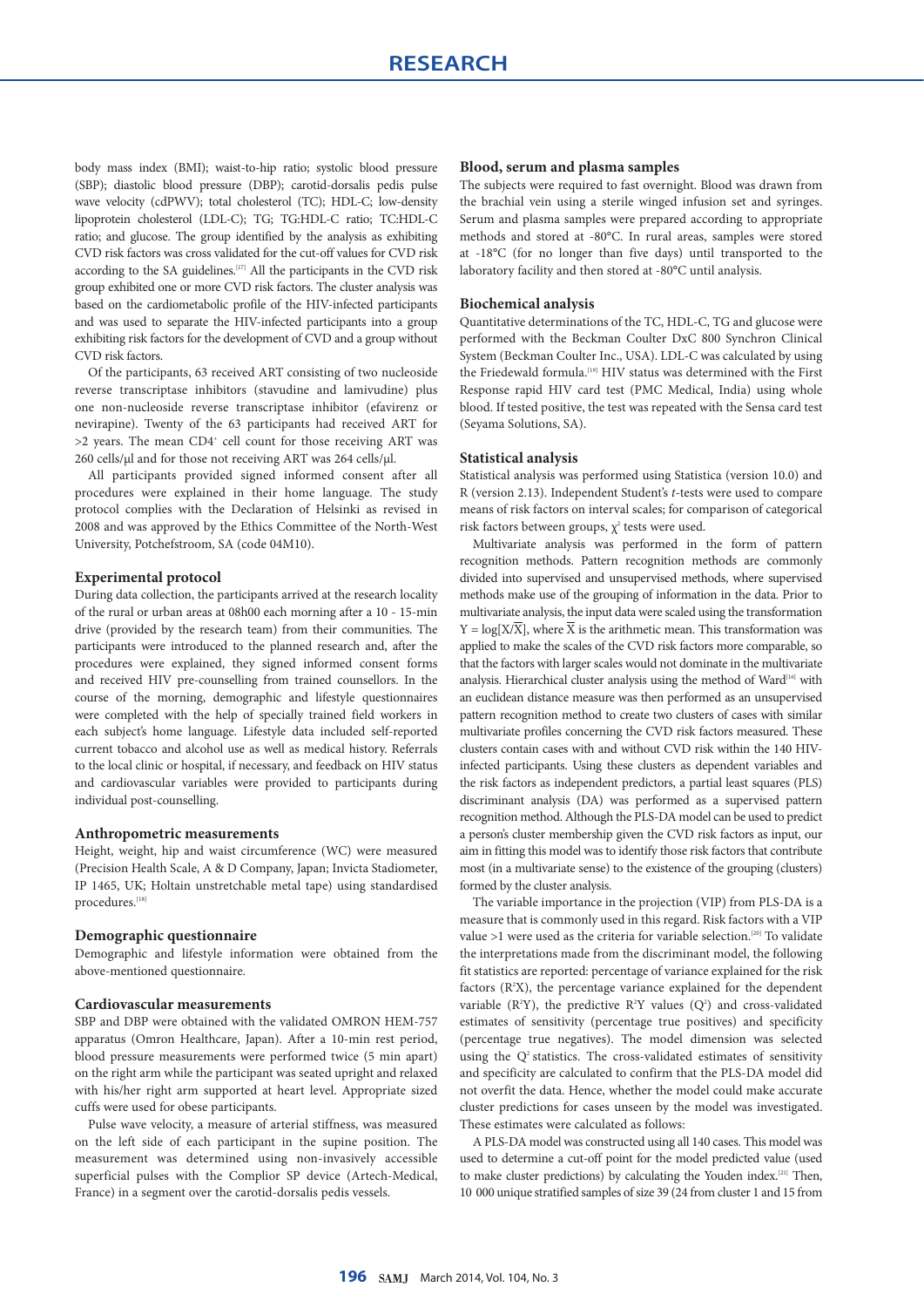body mass index (BMI); waist-to-hip ratio; systolic blood pressure (SBP); diastolic blood pressure (DBP); carotid-dorsalis pedis pulse wave velocity (cdPWV); total cholesterol (TC); HDL-C; low-density lipoprotein cholesterol (LDL-C); TG; TG:HDL-C ratio; TC:HDL-C ratio; and glucose. The group identified by the analysis as exhibiting CVD risk factors was cross validated for the cut-off values for CVD risk according to the SA guidelines.[17] All the participants in the CVD risk group exhibited one or more CVD risk factors. The cluster analysis was based on the cardiometabolic profile of the HIV-infected participants and was used to separate the HIV-infected participants into a group exhibiting risk factors for the development of CVD and a group without CVD risk factors.

Of the participants, 63 received ART consisting of two nucleoside reverse transcriptase inhibitors (stavudine and lamivudine) plus one non-nucleoside reverse transcriptase inhibitor (efavirenz or nevirapine). Twenty of the 63 participants had received ART for >2 years. The mean $CD4^+$ cell count for those receiving ART was 260 cells/µl and for those not receiving ART was 264 cells/µl.

All participants provided signed informed consent after all procedures were explained in their home language. The study protocol complies with the Declaration of Helsinki as revised in 2008 and was approved by the Ethics Committee of the North-West University, Potchefstroom, SA (code 04M10).

### Experimental protocol

During data collection, the participants arrived at the research locality of the rural or urban areas at 08h00 each morning after a 10 - 15-min drive (provided by the research team) from their communities. The participants were introduced to the planned research and, after the procedures were explained, they signed informed consent forms and received HIV pre-counselling from trained counsellors. In the course of the morning, demographic and lifestyle questionnaires were completed with the help of specially trained field workers in each subject's home language. Lifestyle data included self-reported current tobacco and alcohol use as well as medical history. Referrals to the local clinic or hospital, if necessary, and feedback on HIV status and cardiovascular variables were provided to participants during individual post-counselling.

### Anthropometric measurements

Height, weight, hip and waist circumference (WC) were measured (Precision Health Scale, A & D Company, Japan; Invicta Stadiometer, IP 1465, UK; Holtain unstretchable metal tape) using standardised procedures.[18]

### Demographic questionnaire

Demographic and lifestyle information were obtained from the above-mentioned questionnaire.

### Cardiovascular measurements

SBP and DBP were obtained with the validated OMRON HEM-757 apparatus (Omron Healthcare, Japan). After a 10-min rest period, blood pressure measurements were performed twice (5 min apart) on the right arm while the participant was seated upright and relaxed with his/her right arm supported at heart level. Appropriate sized cuffs were used for obese participants.

Pulse wave velocity, a measure of arterial stiffness, was measured on the left side of each participant in the supine position. The measurement was determined using non-invasively accessible superficial pulses with the Complior SP device (Artech-Medical, France) in a segment over the carotid-dorsalis pedis vessels.

### Blood, serum and plasma samples

The subjects were required to fast overnight. Blood was drawn from the brachial vein using a sterile winged infusion set and syringes. Serum and plasma samples were prepared according to appropriate methods and stored at -80°C. In rural areas, samples were stored at -18°C (for no longer than five days) until transported to the laboratory facility and then stored at -80°C until analysis.

### Biochemical analysis

Quantitative determinations of the TC, HDL-C, TG and glucose were performed with the Beckman Coulter DxC 800 Synchron Clinical System (Beckman Coulter Inc., USA). LDL-C was calculated by using the Friedewald formula.[19] HIV status was determined with the First Response rapid HIV card test (PMC Medical, India) using whole blood. If tested positive, the test was repeated with the Sensa card test (Seyama Solutions, SA).

### Statistical analysis

Statistical analysis was performed using Statistica (version 10.0) and R (version 2.13). Independent Student's *t*-tests were used to compare means of risk factors on interval scales; for comparison of categorical risk factors between groups, $\chi^2$ tests were used.

Multivariate analysis was performed in the form of pattern recognition methods. Pattern recognition methods are commonly divided into supervised and unsupervised methods, where supervised methods make use of the grouping of information in the data. Prior to multivariate analysis, the input data were scaled using the transformation $Y = \log[X/\overline{X}]$, where $\overline{X}$ is the arithmetic mean. This transformation was applied to make the scales of the CVD risk factors more comparable, so that the factors with larger scales would not dominate in the multivariate analysis. Hierarchical cluster analysis using the method of Ward[16] with an euclidean distance measure was then performed as an unsupervised pattern recognition method to create two clusters of cases with similar multivariate profiles concerning the CVD risk factors measured. These clusters contain cases with and without CVD risk within the 140 HIV-infected participants. Using these clusters as dependent variables and the risk factors as independent predictors, a partial least squares (PLS) discriminant analysis (DA) was performed as a supervised pattern recognition method. Although the PLS-DA model can be used to predict a person's cluster membership given the CVD risk factors as input, our aim in fitting this model was to identify those risk factors that contribute most (in a multivariate sense) to the existence of the grouping (clusters) formed by the cluster analysis.

The variable importance in the projection (VIP) from PLS-DA is a measure that is commonly used in this regard. Risk factors with a VIP value >1 were used as the criteria for variable selection.[20] To validate the interpretations made from the discriminant model, the following fit statistics are reported: percentage of variance explained for the risk factors ($R^2X$), the percentage variance explained for the dependent variable ($R^2Y$), the predictive $R^2Y$ values ($Q^2$) and cross-validated estimates of sensitivity (percentage true positives) and specificity (percentage true negatives). The model dimension was selected using the $Q^2$ statistics. The cross-validated estimates of sensitivity and specificity are calculated to confirm that the PLS-DA model did not overfit the data. Hence, whether the model could make accurate cluster predictions for cases unseen by the model was investigated. These estimates were calculated as follows:

A PLS-DA model was constructed using all 140 cases. This model was used to determine a cut-off point for the model predicted value (used to make cluster predictions) by calculating the Youden index.[21] Then, 10 000 unique stratified samples of size 39 (24 from cluster 1 and 15 from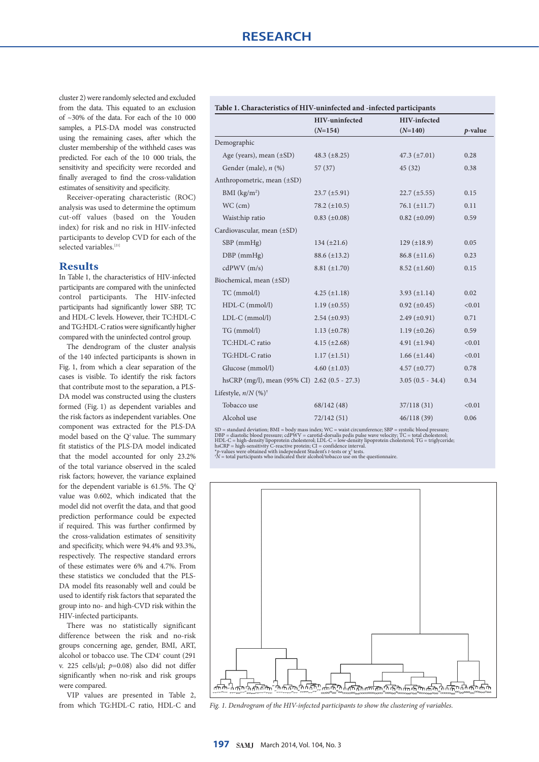cluster 2) were randomly selected and excluded from the data. This equated to an exclusion of ~30% of the data. For each of the 10 000 samples, a PLS-DA model was constructed using the remaining cases, after which the cluster membership of the withheld cases was predicted. For each of the 10 000 trials, the sensitivity and specificity were recorded and finally averaged to find the cross-validation estimates of sensitivity and specificity.

Receiver-operating characteristic (ROC) analysis was used to determine the optimum cut-off values (based on the Youden index) for risk and no risk in HIV-infected participants to develop CVD for each of the selected variables.[21]

## Results

In Table 1, the characteristics of HIV-infected participants are compared with the uninfected control participants. The HIV-infected participants had significantly lower SBP, TC and HDL-C levels. However, their TC:HDL-C and TG:HDL-C ratios were significantly higher compared with the uninfected control group.

The dendrogram of the cluster analysis of the 140 infected participants is shown in Fig. 1, from which a clear separation of the cases is visible. To identify the risk factors that contribute most to the separation, a PLS-DA model was constructed using the clusters formed (Fig. 1) as dependent variables and the risk factors as independent variables. One component was extracted for the PLS-DA model based on the $Q^2$ value. The summary fit statistics of the PLS-DA model indicated that the model accounted for only 23.2% of the total variance observed in the scaled risk factors; however, the variance explained for the dependent variable is 61.5%. The $Q^2$ value was 0.602, which indicated that the model did not overfit the data, and that good prediction performance could be expected if required. This was further confirmed by the cross-validation estimates of sensitivity and specificity, which were 94.4% and 93.3%, respectively. The respective standard errors of these estimates were 6% and 4.7%. From these statistics we concluded that the PLS-DA model fits reasonably well and could be used to identify risk factors that separated the group into no- and high-CVD risk within the HIV-infected participants.

There was no statistically significant difference between the risk and no-risk groups concerning age, gender, BMI, ART, alcohol or tobacco use. The $CD4^+$ count (291 v. 225 cells/µl; $p$=0.08) also did not differ significantly when no-risk and risk groups were compared.

VIP values are presented in Table 2, from which TG:HDL-C ratio, HDL-C and

**Table 1. Characteristics of HIV-uninfected and -infected participants**

| | HIV-uninfected (*N*=154) | HIV-infected (*N*=140) | *p*-value |
|---|---|---|---|
| Demographic | | | |
| Age (years), mean (±SD) | 48.3 (±8.25) | 47.3 (±7.01) | 0.28 |
| Gender (male), *n* (%) | 57 (37) | 45 (32) | 0.38 |
| Anthropometric, mean (±SD) | | | |
| BMI (kg/m²) | 23.7 (±5.91) | 22.7 (±5.55) | 0.15 |
| WC (cm) | 78.2 (±10.5) | 76.1 (±11.7) | 0.11 |
| Waist:hip ratio | 0.83 (±0.08) | 0.82 (±0.09) | 0.59 |
| Cardiovascular, mean (±SD) | | | |
| SBP (mmHg) | 134 (±21.6) | 129 (±18.9) | 0.05 |
| DBP (mmHg) | 88.6 (±13.2) | 86.8 (±11.6) | 0.23 |
| cdPWV (m/s) | 8.81 (±1.70) | 8.52 (±1.60) | 0.15 |
| Biochemical, mean (±SD) | | | |
| TC (mmol/l) | 4.25 (±1.18) | 3.93 (±1.14) | 0.02 |
| HDL-C (mmol/l) | 1.19 (±0.55) | 0.92 (±0.45) | <0.01 |
| LDL-C (mmol/l) | 2.54 (±0.93) | 2.49 (±0.91) | 0.71 |
| TG (mmol/l) | 1.13 (±0.78) | 1.19 (±0.26) | 0.59 |
| TC:HDL-C ratio | 4.15 (±2.68) | 4.91 (±1.94) | <0.01 |
| TG:HDL-C ratio | 1.17 (±1.51) | 1.66 (±1.44) | <0.01 |
| Glucose (mmol/l) | 4.60 (±1.03) | 4.57 (±0.77) | 0.78 |
| hsCRP (mg/l), mean (95% CI) | 2.62 (0.5 - 27.3) | 3.05 (0.5 - 34.4) | 0.34 |
| Lifestyle, *n*/*N* (%)† | | | |
| Tobacco use | 68/142 (48) | 37/118 (31) | <0.01 |
| Alcohol use | 72/142 (51) | 46/118 (39) | 0.06 |

SD = standard deviation; BMI = body mass index; WC = waist circumference; SBP = systolic blood pressure; DBP = diastolic blood pressure; cdPWV = carotid-dorsalis pedis pulse wave velocity; TC = total cholesterol; HDL-C = high-density lipoprotein cholesterol; LDL-C = low-density lipoprotein cholesterol; TG = triglyceride; hsCRP = high-sensitivity C-reactive protein; CI = confidence interval.
*$p$-values were obtained with independent Student's $t$-tests or $\chi^2$ tests.
†$N$ = total participants who indicated their alcohol/tobacco use on the questionnaire.

*Fig. 1. Dendrogram of the HIV-infected participants to show the clustering of variables.*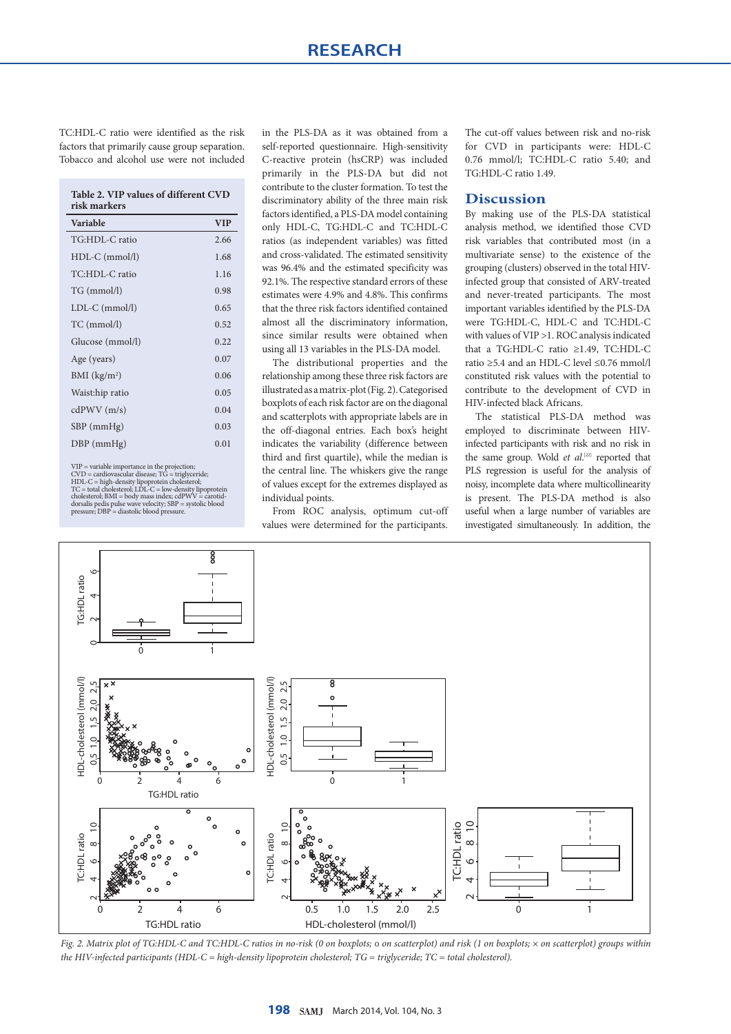TC:HDL-C ratio were identified as the risk factors that primarily cause group separation. Tobacco and alcohol use were not included in the PLS-DA as it was obtained from a self-reported questionnaire. High-sensitivity C-reactive protein (hsCRP) was included primarily in the PLS-DA but did not contribute to the cluster formation. To test the discriminatory ability of the three main risk factors identified, a PLS-DA model containing only HDL-C, TG:HDL-C and TC:HDL-C ratios (as independent variables) was fitted and cross-validated. The estimated sensitivity was 96.4% and the estimated specificity was 92.1%. The respective standard errors of these estimates were 4.9% and 4.8%. This confirms that the three risk factors identified contained almost all the discriminatory information, since similar results were obtained when using all 13 variables in the PLS-DA model.

**Table 2. VIP values of different CVD risk markers**

| Variable | VIP |
|---|---|
| TG:HDL-C ratio | 2.66 |
| HDL-C (mmol/l) | 1.68 |
| TC:HDL-C ratio | 1.16 |
| TG (mmol/l) | 0.98 |
| LDL-C (mmol/l) | 0.65 |
| TC (mmol/l) | 0.52 |
| Glucose (mmol/l) | 0.22 |
| Age (years) | 0.07 |
| BMI (kg/m$^2$) | 0.06 |
| Waist:hip ratio | 0.05 |
| cdPWV (m/s) | 0.04 |
| SBP (mmHg) | 0.03 |
| DBP (mmHg) | 0.01 |

VIP = variable importance in the projection; CVD = cardiovascular disease; TG = triglyceride; HDL-C = high-density lipoprotein cholesterol; TC = total cholesterol; LDL-C = low-density lipoprotein cholesterol; BMI = body mass index; cdPWV = carotid-dorsalis pedis pulse wave velocity; SBP = systolic blood pressure; DBP = diastolic blood pressure.

The distributional properties and the relationship among these three risk factors are illustrated as a matrix-plot (Fig. 2). Categorised boxplots of each risk factor are on the diagonal and scatterplots with appropriate labels are in the off-diagonal entries. Each box's height indicates the variability (difference between third and first quartile), while the median is the central line. The whiskers give the range of values except for the extremes displayed as individual points.

From ROC analysis, optimum cut-off values were determined for the participants. The cut-off values between risk and no-risk for CVD in participants were: HDL-C 0.76 mmol/l; TC:HDL-C ratio 5.40; and TG:HDL-C ratio 1.49.

## Discussion

By making use of the PLS-DA statistical analysis method, we identified those CVD risk variables that contributed most (in a multivariate sense) to the existence of the grouping (clusters) observed in the total HIV-infected group that consisted of ARV-treated and never-treated participants. The most important variables identified by the PLS-DA were TG:HDL-C, HDL-C and TC:HDL-C with values of VIP >1. ROC analysis indicated that a TG:HDL-C ratio ≥1.49, TC:HDL-C ratio ≥5.4 and an HDL-C level ≤0.76 mmol/l constituted risk values with the potential to contribute to the development of CVD in HIV-infected black Africans.

The statistical PLS-DA method was employed to discriminate between HIV-infected participants with risk and no risk in the same group. Wold *et al.*[22] reported that PLS regression is useful for the analysis of noisy, incomplete data where multicollinearity is present. The PLS-DA method is also useful when a large number of variables are investigated simultaneously. In addition, the

*Fig. 2. Matrix plot of TG:HDL-C and TC:HDL-C ratios in no-risk (0 on boxplots; o on scatterplot) and risk (1 on boxplots; × on scatterplot) groups within the HIV-infected participants (HDL-C = high-density lipoprotein cholesterol; TG = triglyceride; TC = total cholesterol).*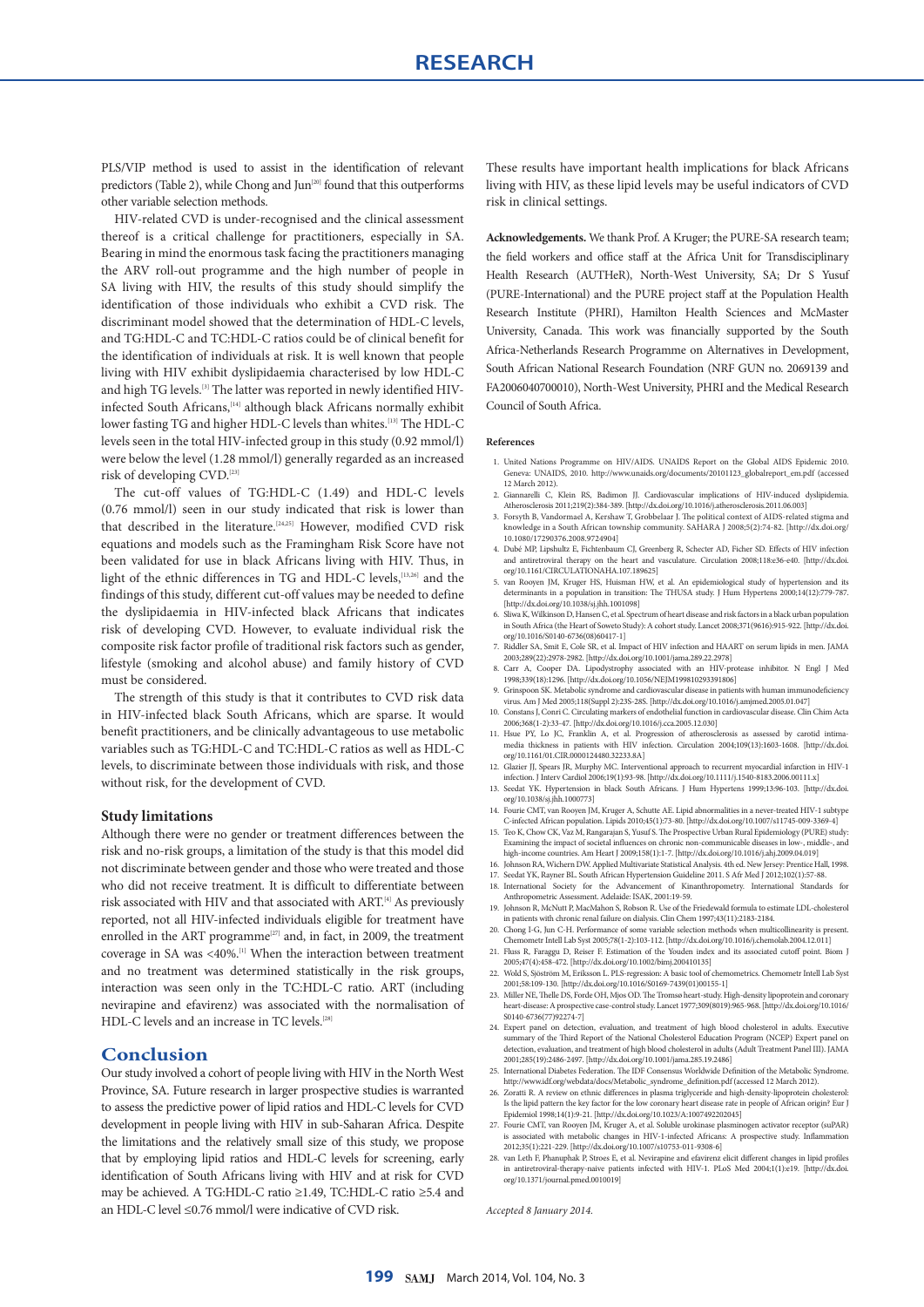PLS/VIP method is used to assist in the identification of relevant predictors (Table 2), while Chong and Jun[20] found that this outperforms other variable selection methods.

HIV-related CVD is under-recognised and the clinical assessment thereof is a critical challenge for practitioners, especially in SA. Bearing in mind the enormous task facing the practitioners managing the ARV roll-out programme and the high number of people in SA living with HIV, the results of this study should simplify the identification of those individuals who exhibit a CVD risk. The discriminant model showed that the determination of HDL-C levels, and TG:HDL-C and TC:HDL-C ratios could be of clinical benefit for the identification of individuals at risk. It is well known that people living with HIV exhibit dyslipidaemia characterised by low HDL-C and high TG levels.[3] The latter was reported in newly identified HIV-infected South Africans,[14] although black Africans normally exhibit lower fasting TG and higher HDL-C levels than whites.[13] The HDL-C levels seen in the total HIV-infected group in this study (0.92 mmol/l) were below the level (1.28 mmol/l) generally regarded as an increased risk of developing CVD.[23]

The cut-off values of TG:HDL-C (1.49) and HDL-C levels (0.76 mmol/l) seen in our study indicated that risk is lower than that described in the literature.[24,25] However, modified CVD risk equations and models such as the Framingham Risk Score have not been validated for use in black Africans living with HIV. Thus, in light of the ethnic differences in TG and HDL-C levels,[13,26] and the findings of this study, different cut-off values may be needed to define the dyslipidaemia in HIV-infected black Africans that indicates risk of developing CVD. However, to evaluate individual risk the composite risk factor profile of traditional risk factors such as gender, lifestyle (smoking and alcohol abuse) and family history of CVD must be considered.

The strength of this study is that it contributes to CVD risk data in HIV-infected black South Africans, which are sparse. It would benefit practitioners, and be clinically advantageous to use metabolic variables such as TG:HDL-C and TC:HDL-C ratios as well as HDL-C levels, to discriminate between those individuals with risk, and those without risk, for the development of CVD.

### Study limitations

Although there were no gender or treatment differences between the risk and no-risk groups, a limitation of the study is that this model did not discriminate between gender and those who were treated and those who did not receive treatment. It is difficult to differentiate between risk associated with HIV and that associated with ART.[4] As previously reported, not all HIV-infected individuals eligible for treatment have enrolled in the ART programme[27] and, in fact, in 2009, the treatment coverage in SA was <40%.[1] When the interaction between treatment and no treatment was determined statistically in the risk groups, interaction was seen only in the TC:HDL-C ratio. ART (including nevirapine and efavirenz) was associated with the normalisation of HDL-C levels and an increase in TC levels.[28]

## Conclusion

Our study involved a cohort of people living with HIV in the North West Province, SA. Future research in larger prospective studies is warranted to assess the predictive power of lipid ratios and HDL-C levels for CVD development in people living with HIV in sub-Saharan Africa. Despite the limitations and the relatively small size of this study, we propose that by employing lipid ratios and HDL-C levels for screening, early identification of South Africans living with HIV and at risk for CVD may be achieved. A TG:HDL-C ratio ≥1.49, TC:HDL-C ratio ≥5.4 and an HDL-C level ≤0.76 mmol/l were indicative of CVD risk.

These results have important health implications for black Africans living with HIV, as these lipid levels may be useful indicators of CVD risk in clinical settings.

**Acknowledgements.** We thank Prof. A Kruger; the PURE-SA research team; the field workers and office staff at the Africa Unit for Transdisciplinary Health Research (AUTHeR), North-West University, SA; Dr S Yusuf (PURE-International) and the PURE project staff at the Population Health Research Institute (PHRI), Hamilton Health Sciences and McMaster University, Canada. This work was financially supported by the South Africa-Netherlands Research Programme on Alternatives in Development, South African National Research Foundation (NRF GUN no. 2069139 and FA2006040700010), North-West University, PHRI and the Medical Research Council of South Africa.

### References

1. United Nations Programme on HIV/AIDS. UNAIDS Report on the Global AIDS Epidemic 2010. Geneva: UNAIDS, 2010. http://www.unaids.org/documents/20101123_globalreport_em.pdf (accessed 12 March 2012).
2. Giannarelli C, Klein RS, Badimon JJ. Cardiovascular implications of HIV-induced dyslipidemia. Atherosclerosis 2011;219(2):384-389. [http://dx.doi.org/10.1016/j.atherosclerosis.2011.06.003]
3. Forsyth B, Vandormael A, Kershaw T, Grobbelaar J. The political context of AIDS-related stigma and knowledge in a South African township community. SAHARA J 2008;5(2):74-82. [http://dx.doi.org/10.1080/17290376.2008.9724904]
4. Dubé MP, Lipshultz E, Fichtenbaum CJ, Greenberg R, Schecter AD, Ficher SD. Effects of HIV infection and antiretroviral therapy on the heart and vasculature. Circulation 2008;118:e36-e40. [http://dx.doi.org/10.1161/CIRCULATIONAHA.107.189625]
5. van Rooyen JM, Kruger HS, Huisman HW, et al. An epidemiological study of hypertension and its determinants in a population in transition: The THUSA study. J Hum Hypertens 2000;14(12):779-787. [http://dx.doi.org/10.1038/sj.jhh.1001098]
6. Sliwa K, Wilkinson D, Hansen C, et al. Spectrum of heart disease and risk factors in a black urban population in South Africa (the Heart of Soweto Study): A cohort study. Lancet 2008;371(9616):915-922. [http://dx.doi.org/10.1016/S0140-6736(08)60417-1]
7. Riddler SA, Smit E, Cole SR, et al. Impact of HIV infection and HAART on serum lipids in men. JAMA 2003;289(22):2978-2982. [http://dx.doi.org/10.1001/jama.289.22.2978]
8. Carr A, Cooper DA. Lipodystrophy associated with an HIV-protease inhibitor. N Engl J Med 1998;339(18):1296. [http://dx.doi.org/10.1056/NEJM199810293391806]
9. Grinspoon SK. Metabolic syndrome and cardiovascular disease in patients with human immunodeficiency virus. Am J Med 2005;118(Suppl 2):23S-28S. [http://dx.doi.org/10.1016/j.amjmed.2005.01.047]
10. Constans J, Conri C. Circulating markers of endothelial function in cardiovascular disease. Clin Chim Acta 2006;368(1-2):33-47. [http://dx.doi.org/10.1016/j.cca.2005.12.030]
11. Hsue PY, Lo JC, Franklin A, et al. Progression of atherosclerosis as assessed by carotid intima-media thickness in patients with HIV infection. Circulation 2004;109(13):1603-1608. [http://dx.doi.org/10.1161/01.CIR.0000124480.32233.8A]
12. Glazier JJ, Spears JR, Murphy MC. Interventional approach to recurrent myocardial infarction in HIV-1 infection. J Interv Cardiol 2006;19(1):93-98. [http://dx.doi.org/10.1111/j.1540-8183.2006.00111.x]
13. Seedat YK. Hypertension in black South Africans. J Hum Hypertens 1999;13:96-103. [http://dx.doi.org/10.1038/sj.jhh.1000773]
14. Fourie CMT, van Rooyen JM, Kruger A, Schutte AE. Lipid abnormalities in a never-treated HIV-1 subtype C-infected African population. Lipids 2010;45(1):73-80. [http://dx.doi.org/10.1007/s11745-009-3369-4]
15. Teo K, Chow CK, Vaz M, Rangarajan S, Yusuf S. The Prospective Urban Rural Epidemiology (PURE) study: Examining the impact of societal influences on chronic non-communicable diseases in low-, middle-, and high-income countries. Am Heart J 2009;158(1):1-7. [http://dx.doi.org/10.1016/j.ahj.2009.04.019]
16. Johnson RA, Wichern DW. Applied Multivariate Statistical Analysis. 4th ed. New Jersey: Prentice Hall, 1998.
17. Seedat YK, Rayner BL. South African Hypertension Guideline 2011. S Afr Med J 2012;102(1):57-88.
18. International Society for the Advancement of Kinanthropometry. International Standards for Anthropometric Assessment. Adelaide: ISAK, 2001:19-59.
19. Johnson R, McNutt P, MacMahon S, Robson R. Use of the Friedewald formula to estimate LDL-cholesterol in patients with chronic renal failure on dialysis. Clin Chem 1997;43(11):2183-2184.
20. Chong I-G, Jun C-H. Performance of some variable selection methods when multicollinearity is present. Chemometr Intell Lab Syst 2005;78(1-2):103-112. [http://dx.doi.org/10.1016/j.chemolab.2004.12.011]
21. Fluss R, Faraggu D, Reiser F. Estimation of the Youden index and its associated cutoff point. Biom J 2005;47(4):458-472. [http://dx.doi.org/10.1002/bimj.200410135]
22. Wold S, Sjöström M, Eriksson L. PLS-regression: A basic tool of chemometrics. Chemometr Intell Lab Syst 2001;58:109-130. [http://dx.doi.org/10.1016/S0169-7439(01)00155-1]
23. Miller NE, Thelle DS, Forde OH, Mjos OD. The Tromsø heart-study. High-density lipoprotein and coronary heart-disease: A prospective case-control study. Lancet 1977;309(8019):965-968. [http://dx.doi.org/10.1016/S0140-6736(77)92274-7]
24. Expert panel on detection, evaluation, and treatment of high blood cholesterol in adults. Executive summary of the Third Report of the National Cholesterol Education Program (NCEP) Expert panel on detection, evaluation, and treatment of high blood cholesterol in adults (Adult Treatment Panel III). JAMA 2001;285(19):2486-2497. [http://dx.doi.org/10.1001/jama.285.19.2486]
25. International Diabetes Federation. The IDF Consensus Worldwide Definition of the Metabolic Syndrome. http://www.idf.org/webdata/docs/Metabolic_syndrome_definition.pdf (accessed 12 March 2012).
26. Zoratti R. A review on ethnic differences in plasma triglyceride and high-density-lipoprotein cholesterol: Is the lipid pattern the key factor for the low coronary heart disease rate in people of African origin? Eur J Epidemiol 1998;14(1):9-21. [http://dx.doi.org/10.1023/A:1007492202045]
27. Fourie CMT, van Rooyen JM, Kruger A, et al. Soluble urokinase plasminogen activator receptor (suPAR) is associated with metabolic changes in HIV-1-infected Africans: A prospective study. Inflammation 2012;35(1):221-229. [http://dx.doi.org/10.1007/s10753-011-9308-6]
28. van Leth F, Phanuphak P, Stroes E, et al. Nevirapine and efavirenz elicit different changes in lipid profiles in antiretroviral-therapy-naive patients infected with HIV-1. PLoS Med 2004;1(1):e19. [http://dx.doi.org/10.1371/journal.pmed.0010019]

*Accepted 8 January 2014.*